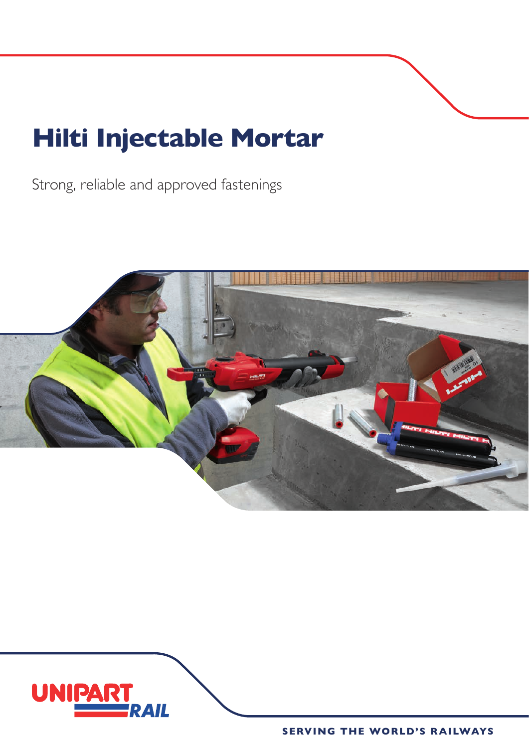# Hilti Injectable Mortar

Strong, reliable and approved fastenings

UNIPART RAIL

SERVING THE WORLD'S RAILWAYS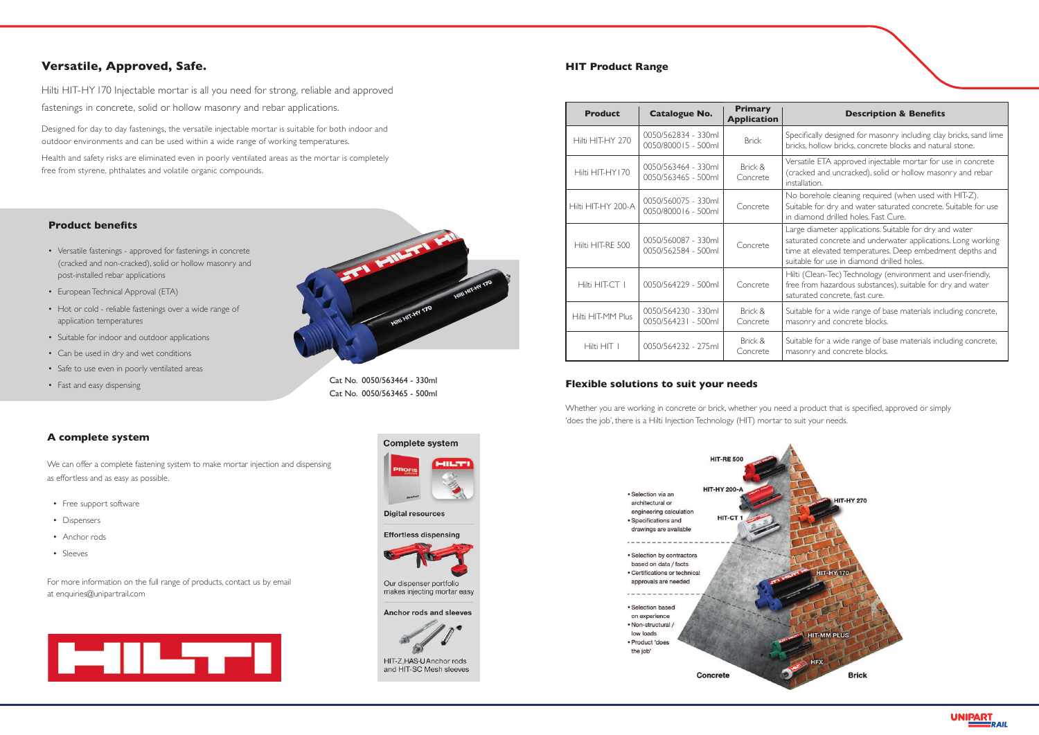## Versatile, Approved, Safe.

Hilti HIT-HY 170 Injectable mortar is all you need for strong, reliable and approved fastenings in concrete, solid or hollow masonry and rebar applications.

Designed for day to day fastenings, the versatile injectable mortar is suitable for both indoor and outdoor environments and can be used within a wide range of working temperatures.

Health and safety risks are eliminated even in poorly ventilated areas as the mortar is completely free from styrene, phthalates and volatile organic compounds.

### Product benefits

- Versatile fastenings - approved for fastenings in concrete (cracked and non-cracked), solid or hollow masonry and post-installed rebar applications
- European Technical Approval (ETA)
- Hot or cold - reliable fastenings over a wide range of application temperatures
- Suitable for indoor and outdoor applications
- Can be used in dry and wet conditions
- Safe to use even in poorly ventilated areas
- Fast and easy dispensing

Cat No. 0050/563464 - 330ml
Cat No. 0050/563465 - 500ml

### A complete system

We can offer a complete fastening system to make mortar injection and dispensing as effortless and as easy as possible.

- Free support software
- Dispensers
- Anchor rods
- Sleeves

For more information on the full range of products, contact us by email at enquiries@unipartrail.com

**Complete system**

**Digital resources**

**Effortless dispensing**

Our dispenser portfolio makes injecting mortar easy

**Anchor rods and sleeves**

HIT-Z, HAS-U Anchor rods and HIT-SC Mesh sleeves

## HIT Product Range

| Product | Catalogue No. | Primary Application | Description & Benefits |
|---|---|---|---|
| Hilti HIT-HY 270 | 0050/562834 - 330ml<br>0050/800015 - 500ml | Brick | Specifically designed for masonry including clay bricks, sand lime bricks, hollow bricks, concrete blocks and natural stone. |
| Hilti HIT-HY170 | 0050/563464 - 330ml<br>0050/563465 - 500ml | Brick & Concrete | Versatile ETA approved injectable mortar for use in concrete (cracked and uncracked), solid or hollow masonry and rebar installation. |
| Hilti HIT-HY 200-A | 0050/560075 - 330ml<br>0050/800016 - 500ml | Concrete | No borehole cleaning required (when used with HIT-Z). Suitable for dry and water saturated concrete. Suitable for use in diamond drilled holes. Fast Cure. |
| Hilti HIT-RE 500 | 0050/560087 - 330ml<br>0050/562584 - 500ml | Concrete | Large diameter applications. Suitable for dry and water saturated concrete and underwater applications. Long working time at elevated temperatures. Deep embedment depths and suitable for use in diamond drilled holes. |
| Hilti HIT-CT 1 | 0050/564229 - 500ml | Concrete | Hilti (Clean-Tec) Technology (environment and user-friendly, free from hazardous substances), suitable for dry and water saturated concrete, fast cure. |
| Hilti HIT-MM Plus | 0050/564230 - 330ml<br>0050/564231 - 500ml | Brick & Concrete | Suitable for a wide range of base materials including concrete, masonry and concrete blocks. |
| Hilti HIT 1 | 0050/564232 - 275ml | Brick & Concrete | Suitable for a wide range of base materials including concrete, masonry and concrete blocks. |

### Flexible solutions to suit your needs

Whether you are working in concrete or brick, whether you need a product that is specified, approved or simply 'does the job', there is a Hilti Injection Technology (HIT) mortar to suit your needs.

- Selection via an architectural or engineering calculation
- Specifications and drawings are available

- Selection by contractors based on data / facts
- Certifications or technical approvals are needed

- Selection based on experience
- Non-structural / low loads
- Product 'does the job'

HIT-RE 500 · HIT-HY 200-A · HIT-CT 1 · HIT-HY 270 · HIT-HY 170 · HIT-MM PLUS · HFX

Concrete · Brick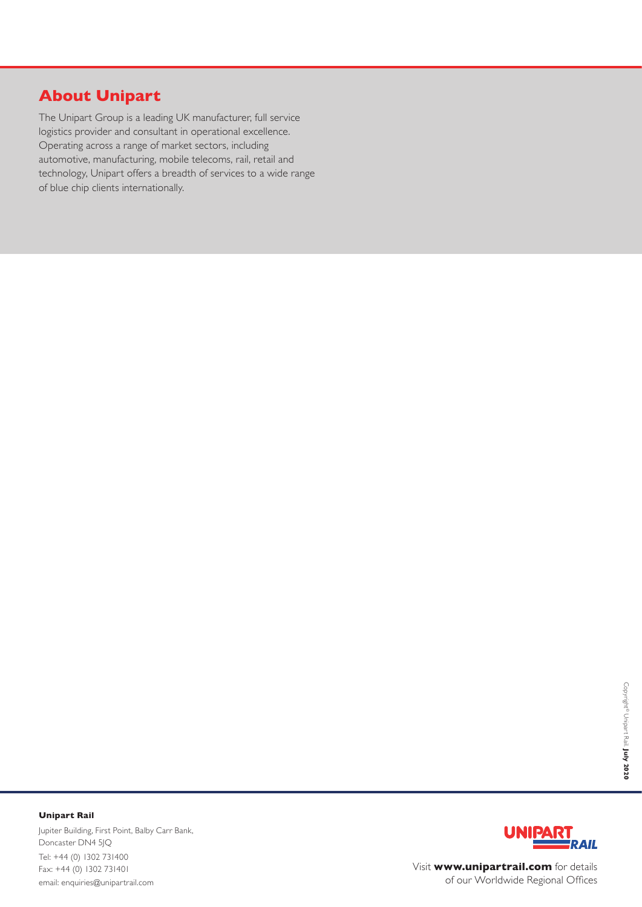## About Unipart

The Unipart Group is a leading UK manufacturer, full service logistics provider and consultant in operational excellence. Operating across a range of market sectors, including automotive, manufacturing, mobile telecoms, rail, retail and technology, Unipart offers a breadth of services to a wide range of blue chip clients internationally.

Copyright© Unipart Rail **July 2020**

**Unipart Rail**

Jupiter Building, First Point, Balby Carr Bank,
Doncaster DN4 5JQ
Tel: +44 (0) 1302 731400
Fax: +44 (0) 1302 731401
email: enquiries@unipartrail.com

UNIPART RAIL

Visit **www.unipartrail.com** for details of our Worldwide Regional Offices